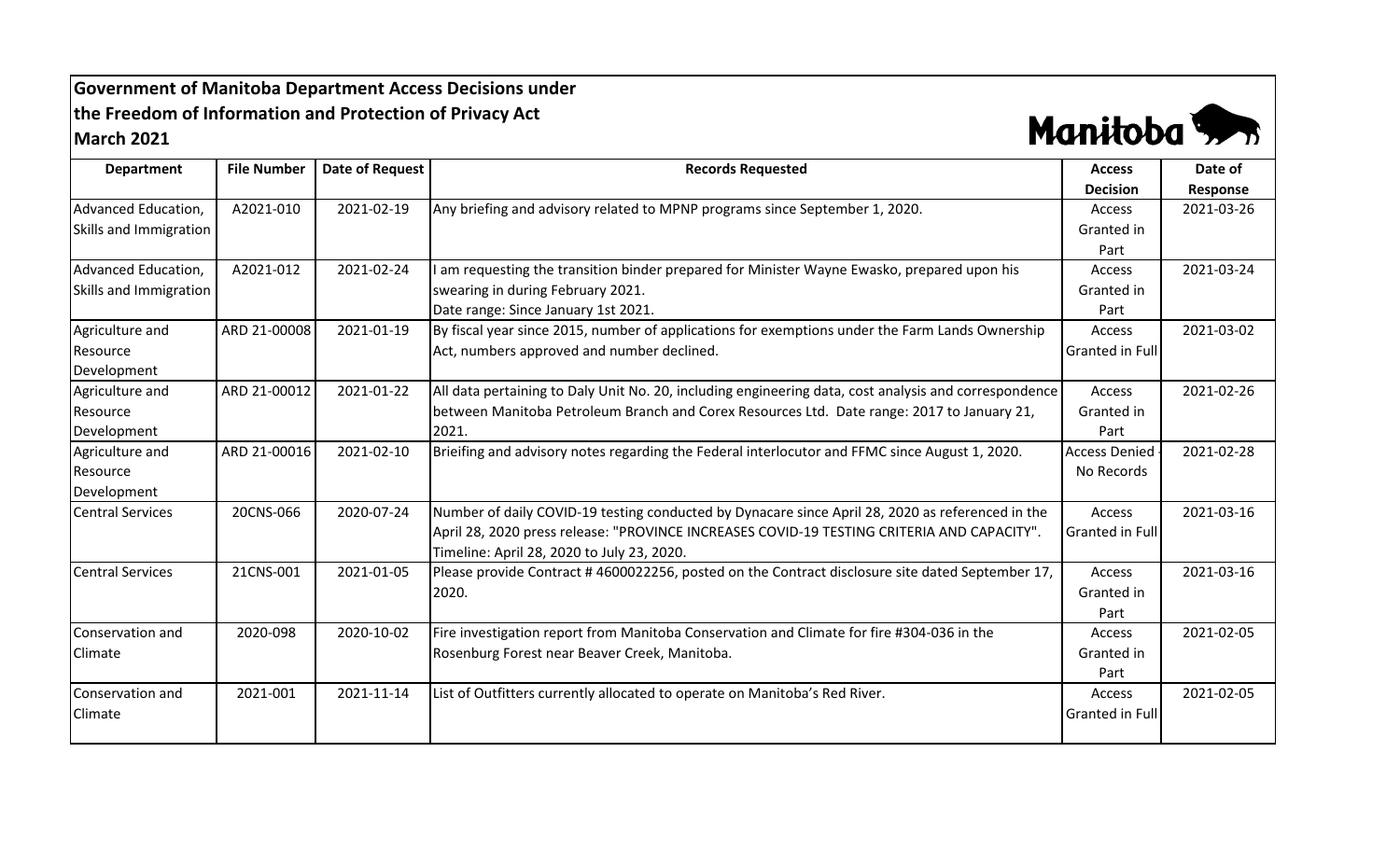# Government of Manitoba Department Access Decisions under the Freedom of Information and Protection of Privacy Act

## March 2021

| Department | File Number | Date of Request | Records Requested | Access Decision | Date of Response |
|---|---|---|---|---|---|
| Advanced Education, Skills and Immigration | A2021-010 | 2021-02-19 | Any briefing and advisory related to MPNP programs since September 1, 2020. | Access Granted in Part | 2021-03-26 |
| Advanced Education, Skills and Immigration | A2021-012 | 2021-02-24 | I am requesting the transition binder prepared for Minister Wayne Ewasko, prepared upon his swearing in during February 2021. Date range: Since January 1st 2021. | Access Granted in Part | 2021-03-24 |
| Agriculture and Resource Development | ARD 21-00008 | 2021-01-19 | By fiscal year since 2015, number of applications for exemptions under the Farm Lands Ownership Act, numbers approved and number declined. | Access Granted in Full | 2021-03-02 |
| Agriculture and Resource Development | ARD 21-00012 | 2021-01-22 | All data pertaining to Daly Unit No. 20, including engineering data, cost analysis and correspondence between Manitoba Petroleum Branch and Corex Resources Ltd. Date range: 2017 to January 21, 2021. | Access Granted in Part | 2021-02-26 |
| Agriculture and Resource Development | ARD 21-00016 | 2021-02-10 | Brieifing and advisory notes regarding the Federal interlocutor and FFMC since August 1, 2020. | Access Denied - No Records | 2021-02-28 |
| Central Services | 20CNS-066 | 2020-07-24 | Number of daily COVID-19 testing conducted by Dynacare since April 28, 2020 as referenced in the April 28, 2020 press release: "PROVINCE INCREASES COVID-19 TESTING CRITERIA AND CAPACITY". Timeline: April 28, 2020 to July 23, 2020. | Access Granted in Full | 2021-03-16 |
| Central Services | 21CNS-001 | 2021-01-05 | Please provide Contract # 4600022256, posted on the Contract disclosure site dated September 17, 2020. | Access Granted in Part | 2021-03-16 |
| Conservation and Climate | 2020-098 | 2020-10-02 | Fire investigation report from Manitoba Conservation and Climate for fire #304-036 in the Rosenburg Forest near Beaver Creek, Manitoba. | Access Granted in Part | 2021-02-05 |
| Conservation and Climate | 2021-001 | 2021-11-14 | List of Outfitters currently allocated to operate on Manitoba's Red River. | Access Granted in Full | 2021-02-05 |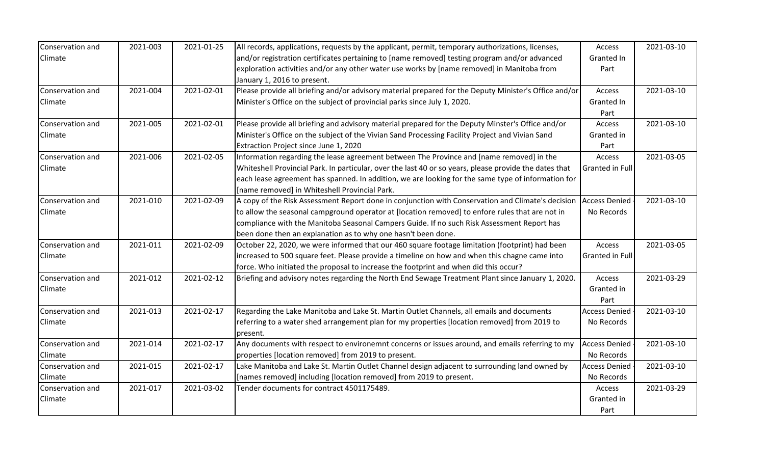| Conservation and Climate | 2021-003 | 2021-01-25 | All records, applications, requests by the applicant, permit, temporary authorizations, licenses, and/or registration certificates pertaining to [name removed] testing program and/or advanced exploration activities and/or any other water use works by [name removed] in Manitoba from January 1, 2016 to present. | Access Granted In Part | 2021-03-10 |
|---|---|---|---|---|---|
| Conservation and Climate | 2021-004 | 2021-02-01 | Please provide all briefing and/or advisory material prepared for the Deputy Minister's Office and/or Minister's Office on the subject of provincial parks since July 1, 2020. | Access Granted In Part | 2021-03-10 |
| Conservation and Climate | 2021-005 | 2021-02-01 | Please provide all briefing and advisory material prepared for the Deputy Minster's Office and/or Minister's Office on the subject of the Vivian Sand Processing Facility Project and Vivian Sand Extraction Project since June 1, 2020 | Access Granted in Part | 2021-03-10 |
| Conservation and Climate | 2021-006 | 2021-02-05 | Information regarding the lease agreement between The Province and [name removed] in the Whiteshell Provincial Park. In particular, over the last 40 or so years, please provide the dates that each lease agreement has spanned. In addition, we are looking for the same type of information for [name removed] in Whiteshell Provincial Park. | Access Granted in Full | 2021-03-05 |
| Conservation and Climate | 2021-010 | 2021-02-09 | A copy of the Risk Assessment Report done in conjunction with Conservation and Climate's decision to allow the seasonal campground operator at [location removed] to enfore rules that are not in compliance with the Manitoba Seasonal Campers Guide. If no such Risk Assessment Report has been done then an explanation as to why one hasn't been done. | Access Denied - No Records | 2021-03-10 |
| Conservation and Climate | 2021-011 | 2021-02-09 | October 22, 2020, we were informed that our 460 square footage limitation (footprint) had been increased to 500 square feet. Please provide a timeline on how and when this chagne came into force. Who initiated the proposal to increase the footprint and when did this occur? | Access Granted in Full | 2021-03-05 |
| Conservation and Climate | 2021-012 | 2021-02-12 | Briefing and advisory notes regarding the North End Sewage Treatment Plant since January 1, 2020. | Access Granted in Part | 2021-03-29 |
| Conservation and Climate | 2021-013 | 2021-02-17 | Regarding the Lake Manitoba and Lake St. Martin Outlet Channels, all emails and documents referring to a water shed arrangement plan for my properties [location removed] from 2019 to present. | Access Denied - No Records | 2021-03-10 |
| Conservation and Climate | 2021-014 | 2021-02-17 | Any documents with respect to environemnt concerns or issues around, and emails referring to my properties [location removed] from 2019 to present. | Access Denied - No Records | 2021-03-10 |
| Conservation and Climate | 2021-015 | 2021-02-17 | Lake Manitoba and Lake St. Martin Outlet Channel design adjacent to surrounding land owned by [names removed] including [location removed] from 2019 to present. | Access Denied - No Records | 2021-03-10 |
| Conservation and Climate | 2021-017 | 2021-03-02 | Tender documents for contract 4501175489. | Access Granted in Part | 2021-03-29 |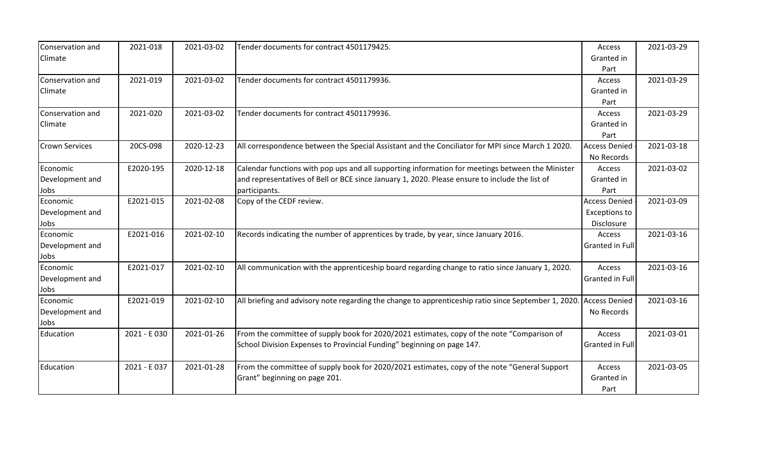| Conservation and Climate | 2021-018 | 2021-03-02 | Tender documents for contract 4501179425. | Access Granted in Part | 2021-03-29 |
|---|---|---|---|---|---|
| Conservation and Climate | 2021-019 | 2021-03-02 | Tender documents for contract 4501179936. | Access Granted in Part | 2021-03-29 |
| Conservation and Climate | 2021-020 | 2021-03-02 | Tender documents for contract 4501179936. | Access Granted in Part | 2021-03-29 |
| Crown Services | 20CS-098 | 2020-12-23 | All correspondence between the Special Assistant and the Conciliator for MPI since March 1 2020. | Access Denied - No Records | 2021-03-18 |
| Economic Development and Jobs | E2020-195 | 2020-12-18 | Calendar functions with pop ups and all supporting information for meetings between the Minister and representatives of Bell or BCE since January 1, 2020. Please ensure to include the list of participants. | Access Granted in Part | 2021-03-02 |
| Economic Development and Jobs | E2021-015 | 2021-02-08 | Copy of the CEDF review. | Access Denied - Exceptions to Disclosure | 2021-03-09 |
| Economic Development and Jobs | E2021-016 | 2021-02-10 | Records indicating the number of apprentices by trade, by year, since January 2016. | Access Granted in Full | 2021-03-16 |
| Economic Development and Jobs | E2021-017 | 2021-02-10 | All communication with the apprenticeship board regarding change to ratio since January 1, 2020. | Access Granted in Full | 2021-03-16 |
| Economic Development and Jobs | E2021-019 | 2021-02-10 | All briefing and advisory note regarding the change to apprenticeship ratio since September 1, 2020. | Access Denied - No Records | 2021-03-16 |
| Education | 2021 - E 030 | 2021-01-26 | From the committee of supply book for 2020/2021 estimates, copy of the note "Comparison of School Division Expenses to Provincial Funding" beginning on page 147. | Access Granted in Full | 2021-03-01 |
| Education | 2021 - E 037 | 2021-01-28 | From the committee of supply book for 2020/2021 estimates, copy of the note "General Support Grant" beginning on page 201. | Access Granted in Part | 2021-03-05 |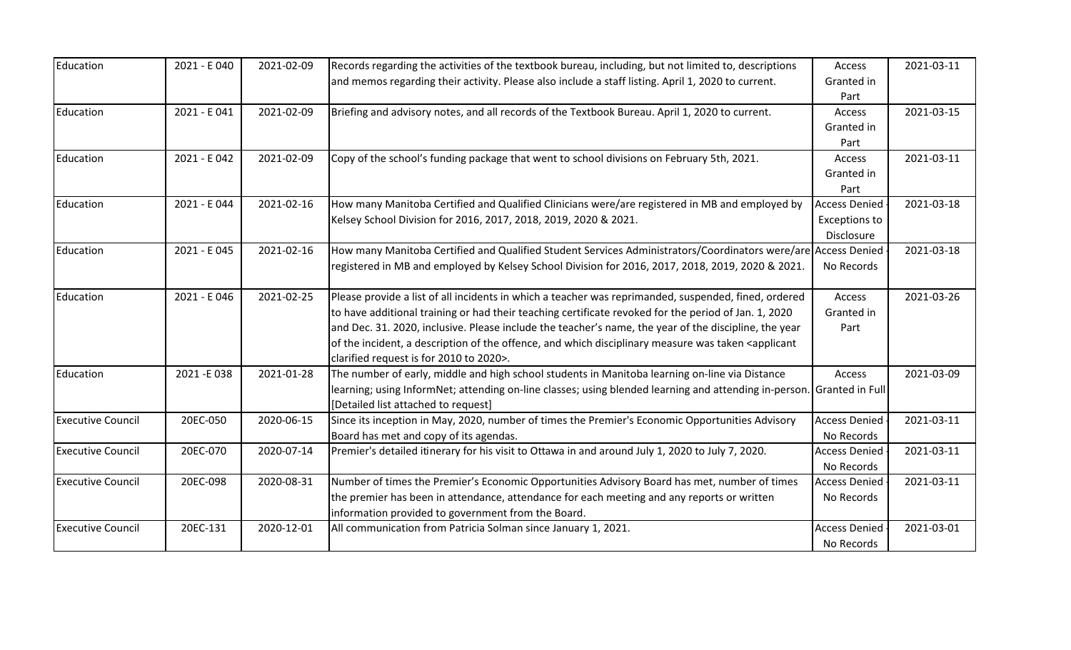| Education | 2021 - E 040 | 2021-02-09 | Records regarding the activities of the textbook bureau, including, but not limited to, descriptions and memos regarding their activity. Please also include a staff listing. April 1, 2020 to current. | Access Granted in Part | 2021-03-11 |
|---|---|---|---|---|---|
| Education | 2021 - E 041 | 2021-02-09 | Briefing and advisory notes, and all records of the Textbook Bureau. April 1, 2020 to current. | Access Granted in Part | 2021-03-15 |
| Education | 2021 - E 042 | 2021-02-09 | Copy of the school's funding package that went to school divisions on February 5th, 2021. | Access Granted in Part | 2021-03-11 |
| Education | 2021 - E 044 | 2021-02-16 | How many Manitoba Certified and Qualified Clinicians were/are registered in MB and employed by Kelsey School Division for 2016, 2017, 2018, 2019, 2020 & 2021. | Access Denied - Exceptions to Disclosure | 2021-03-18 |
| Education | 2021 - E 045 | 2021-02-16 | How many Manitoba Certified and Qualified Student Services Administrators/Coordinators were/are registered in MB and employed by Kelsey School Division for 2016, 2017, 2018, 2019, 2020 & 2021. | Access Denied - No Records | 2021-03-18 |
| Education | 2021 - E 046 | 2021-02-25 | Please provide a list of all incidents in which a teacher was reprimanded, suspended, fined, ordered to have additional training or had their teaching certificate revoked for the period of Jan. 1, 2020 and Dec. 31. 2020, inclusive. Please include the teacher's name, the year of the discipline, the year of the incident, a description of the offence, and which disciplinary measure was taken <applicant clarified request is for 2010 to 2020>. | Access Granted in Part | 2021-03-26 |
| Education | 2021 -E 038 | 2021-01-28 | The number of early, middle and high school students in Manitoba learning on-line via Distance learning; using InformNet; attending on-line classes; using blended learning and attending in-person. [Detailed list attached to request] | Access Granted in Full | 2021-03-09 |
| Executive Council | 20EC-050 | 2020-06-15 | Since its inception in May, 2020, number of times the Premier's Economic Opportunities Advisory Board has met and copy of its agendas. | Access Denied - No Records | 2021-03-11 |
| Executive Council | 20EC-070 | 2020-07-14 | Premier's detailed itinerary for his visit to Ottawa in and around July 1, 2020 to July 7, 2020. | Access Denied - No Records | 2021-03-11 |
| Executive Council | 20EC-098 | 2020-08-31 | Number of times the Premier's Economic Opportunities Advisory Board has met, number of times the premier has been in attendance, attendance for each meeting and any reports or written information provided to government from the Board. | Access Denied - No Records | 2021-03-11 |
| Executive Council | 20EC-131 | 2020-12-01 | All communication from Patricia Solman since January 1, 2021. | Access Denied - No Records | 2021-03-01 |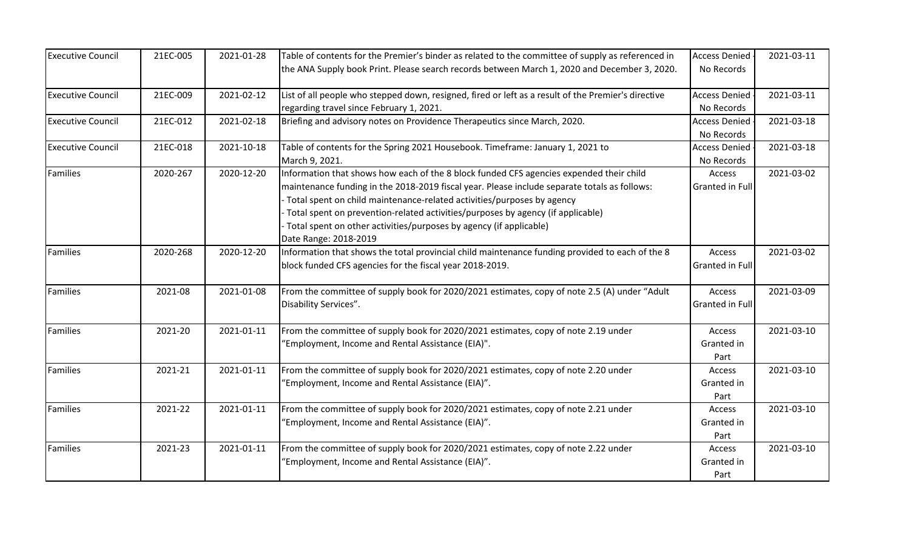| | | | | | |
|---|---|---|---|---|---|
| Executive Council | 21EC-005 | 2021-01-28 | Table of contents for the Premier's binder as related to the committee of supply as referenced in the ANA Supply book Print. Please search records between March 1, 2020 and December 3, 2020. | Access Denied - No Records | 2021-03-11 |
| Executive Council | 21EC-009 | 2021-02-12 | List of all people who stepped down, resigned, fired or left as a result of the Premier's directive regarding travel since February 1, 2021. | Access Denied - No Records | 2021-03-11 |
| Executive Council | 21EC-012 | 2021-02-18 | Briefing and advisory notes on Providence Therapeutics since March, 2020. | Access Denied - No Records | 2021-03-18 |
| Executive Council | 21EC-018 | 2021-10-18 | Table of contents for the Spring 2021 Housebook. Timeframe: January 1, 2021 to March 9, 2021. | Access Denied - No Records | 2021-03-18 |
| Families | 2020-267 | 2020-12-20 | Information that shows how each of the 8 block funded CFS agencies expended their child maintenance funding in the 2018-2019 fiscal year. Please include separate totals as follows:<br>- Total spent on child maintenance-related activities/purposes by agency<br>- Total spent on prevention-related activities/purposes by agency (if applicable)<br>- Total spent on other activities/purposes by agency (if applicable)<br>Date Range: 2018-2019 | Access Granted in Full | 2021-03-02 |
| Families | 2020-268 | 2020-12-20 | Information that shows the total provincial child maintenance funding provided to each of the 8 block funded CFS agencies for the fiscal year 2018-2019. | Access Granted in Full | 2021-03-02 |
| Families | 2021-08 | 2021-01-08 | From the committee of supply book for 2020/2021 estimates, copy of note 2.5 (A) under "Adult Disability Services". | Access Granted in Full | 2021-03-09 |
| Families | 2021-20 | 2021-01-11 | From the committee of supply book for 2020/2021 estimates, copy of note 2.19 under "Employment, Income and Rental Assistance (EIA)". | Access Granted in Part | 2021-03-10 |
| Families | 2021-21 | 2021-01-11 | From the committee of supply book for 2020/2021 estimates, copy of note 2.20 under "Employment, Income and Rental Assistance (EIA)". | Access Granted in Part | 2021-03-10 |
| Families | 2021-22 | 2021-01-11 | From the committee of supply book for 2020/2021 estimates, copy of note 2.21 under "Employment, Income and Rental Assistance (EIA)". | Access Granted in Part | 2021-03-10 |
| Families | 2021-23 | 2021-01-11 | From the committee of supply book for 2020/2021 estimates, copy of note 2.22 under "Employment, Income and Rental Assistance (EIA)". | Access Granted in Part | 2021-03-10 |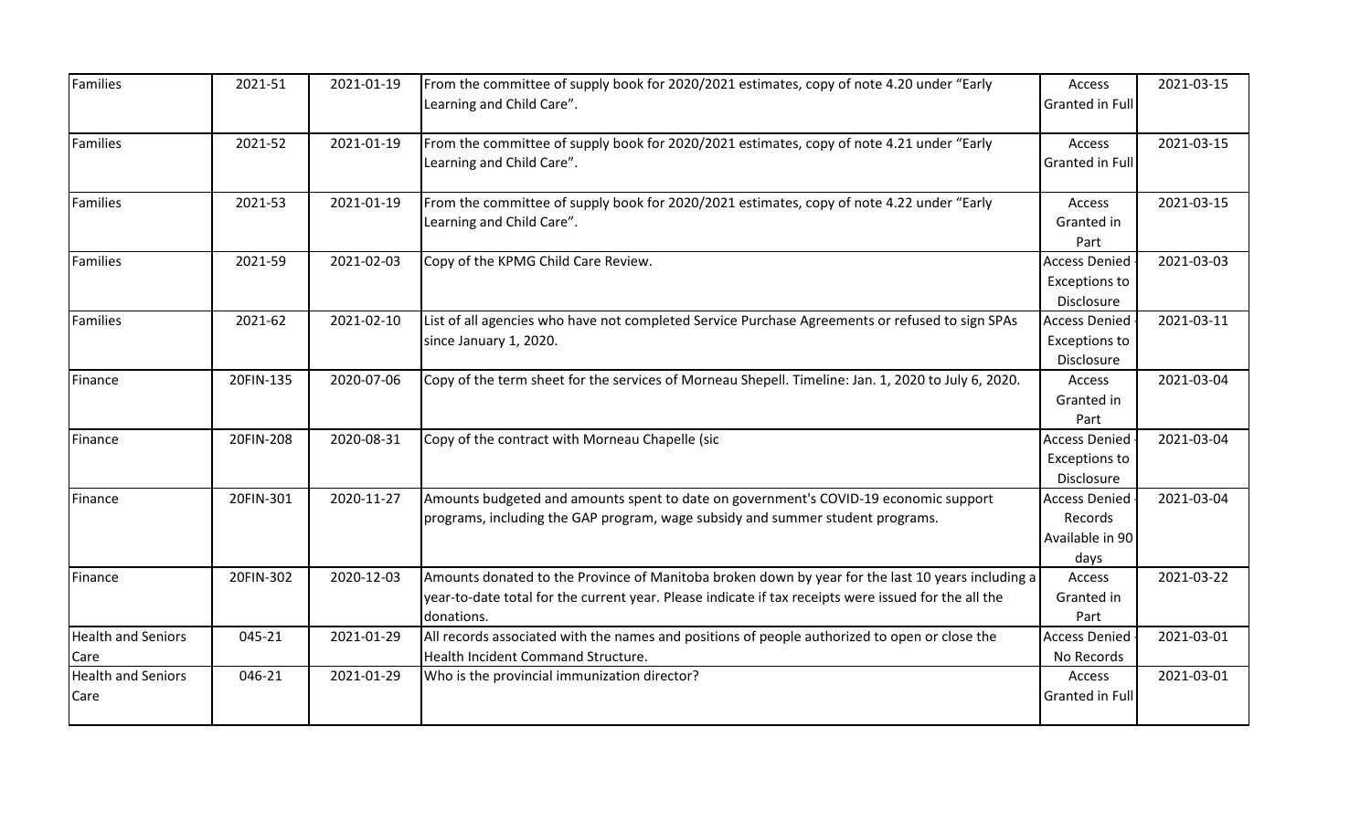| Families | 2021-51 | 2021-01-19 | From the committee of supply book for 2020/2021 estimates, copy of note 4.20 under “Early Learning and Child Care”. | Access Granted in Full | 2021-03-15 |
|---|---|---|---|---|---|
| Families | 2021-52 | 2021-01-19 | From the committee of supply book for 2020/2021 estimates, copy of note 4.21 under “Early Learning and Child Care”. | Access Granted in Full | 2021-03-15 |
| Families | 2021-53 | 2021-01-19 | From the committee of supply book for 2020/2021 estimates, copy of note 4.22 under “Early Learning and Child Care”. | Access Granted in Part | 2021-03-15 |
| Families | 2021-59 | 2021-02-03 | Copy of the KPMG Child Care Review. | Access Denied - Exceptions to Disclosure | 2021-03-03 |
| Families | 2021-62 | 2021-02-10 | List of all agencies who have not completed Service Purchase Agreements or refused to sign SPAs since January 1, 2020. | Access Denied - Exceptions to Disclosure | 2021-03-11 |
| Finance | 20FIN-135 | 2020-07-06 | Copy of the term sheet for the services of Morneau Shepell. Timeline: Jan. 1, 2020 to July 6, 2020. | Access Granted in Part | 2021-03-04 |
| Finance | 20FIN-208 | 2020-08-31 | Copy of the contract with Morneau Chapelle (sic | Access Denied - Exceptions to Disclosure | 2021-03-04 |
| Finance | 20FIN-301 | 2020-11-27 | Amounts budgeted and amounts spent to date on government's COVID-19 economic support programs, including the GAP program, wage subsidy and summer student programs. | Access Denied - Records Available in 90 days | 2021-03-04 |
| Finance | 20FIN-302 | 2020-12-03 | Amounts donated to the Province of Manitoba broken down by year for the last 10 years including a year-to-date total for the current year. Please indicate if tax receipts were issued for the all the donations. | Access Granted in Part | 2021-03-22 |
| Health and Seniors Care | 045-21 | 2021-01-29 | All records associated with the names and positions of people authorized to open or close the Health Incident Command Structure. | Access Denied - No Records | 2021-03-01 |
| Health and Seniors Care | 046-21 | 2021-01-29 | Who is the provincial immunization director? | Access Granted in Full | 2021-03-01 |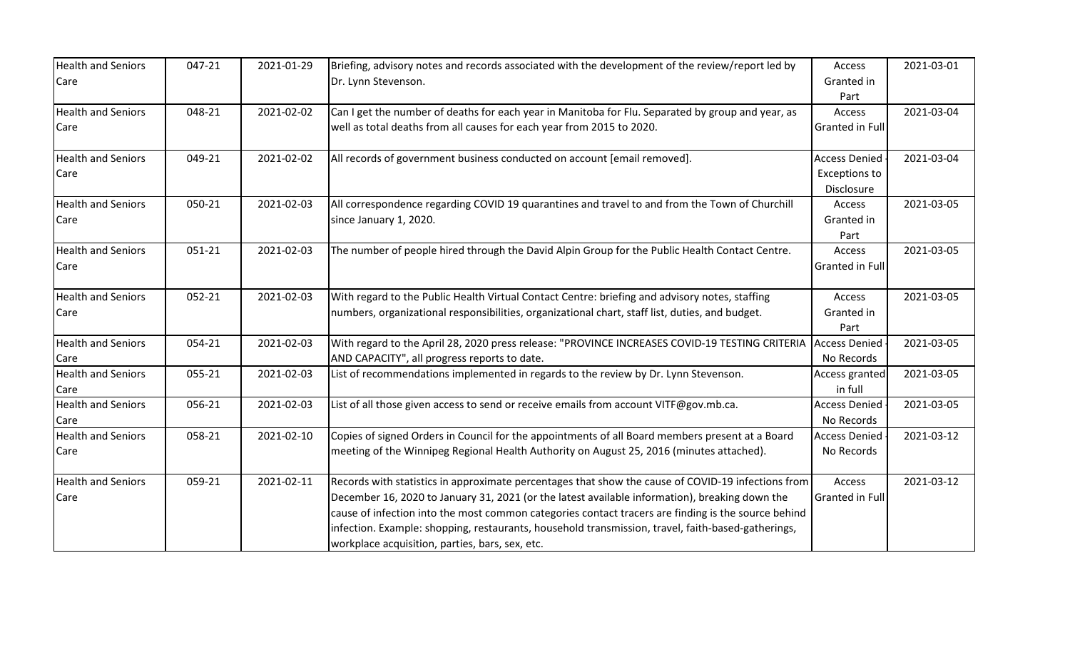| Health and Seniors Care | 047-21 | 2021-01-29 | Briefing, advisory notes and records associated with the development of the review/report led by Dr. Lynn Stevenson. | Access Granted in Part | 2021-03-01 |
|---|---|---|---|---|---|
| Health and Seniors Care | 048-21 | 2021-02-02 | Can I get the number of deaths for each year in Manitoba for Flu. Separated by group and year, as well as total deaths from all causes for each year from 2015 to 2020. | Access Granted in Full | 2021-03-04 |
| Health and Seniors Care | 049-21 | 2021-02-02 | All records of government business conducted on account [email removed]. | Access Denied - Exceptions to Disclosure | 2021-03-04 |
| Health and Seniors Care | 050-21 | 2021-02-03 | All correspondence regarding COVID 19 quarantines and travel to and from the Town of Churchill since January 1, 2020. | Access Granted in Part | 2021-03-05 |
| Health and Seniors Care | 051-21 | 2021-02-03 | The number of people hired through the David Alpin Group for the Public Health Contact Centre. | Access Granted in Full | 2021-03-05 |
| Health and Seniors Care | 052-21 | 2021-02-03 | With regard to the Public Health Virtual Contact Centre: briefing and advisory notes, staffing numbers, organizational responsibilities, organizational chart, staff list, duties, and budget. | Access Granted in Part | 2021-03-05 |
| Health and Seniors Care | 054-21 | 2021-02-03 | With regard to the April 28, 2020 press release: "PROVINCE INCREASES COVID-19 TESTING CRITERIA AND CAPACITY", all progress reports to date. | Access Denied - No Records | 2021-03-05 |
| Health and Seniors Care | 055-21 | 2021-02-03 | List of recommendations implemented in regards to the review by Dr. Lynn Stevenson. | Access granted in full | 2021-03-05 |
| Health and Seniors Care | 056-21 | 2021-02-03 | List of all those given access to send or receive emails from account VITF@gov.mb.ca. | Access Denied - No Records | 2021-03-05 |
| Health and Seniors Care | 058-21 | 2021-02-10 | Copies of signed Orders in Council for the appointments of all Board members present at a Board meeting of the Winnipeg Regional Health Authority on August 25, 2016 (minutes attached). | Access Denied - No Records | 2021-03-12 |
| Health and Seniors Care | 059-21 | 2021-02-11 | Records with statistics in approximate percentages that show the cause of COVID-19 infections from December 16, 2020 to January 31, 2021 (or the latest available information), breaking down the cause of infection into the most common categories contact tracers are finding is the source behind infection. Example: shopping, restaurants, household transmission, travel, faith-based-gatherings, workplace acquisition, parties, bars, sex, etc. | Access Granted in Full | 2021-03-12 |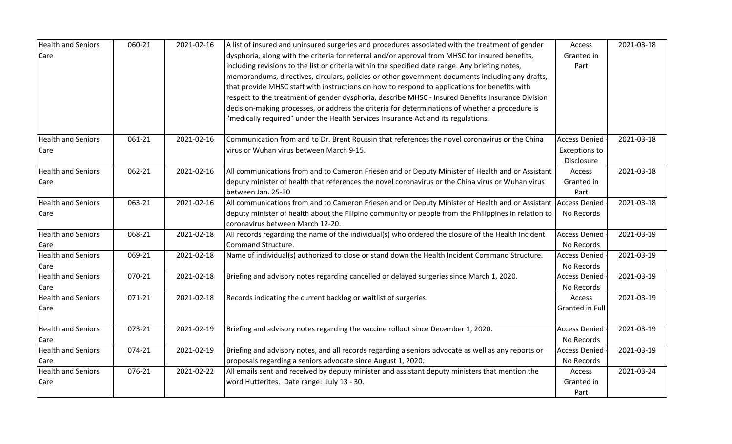| | | | | | |
|---|---|---|---|---|---|
| Health and Seniors Care | 060-21 | 2021-02-16 | A list of insured and uninsured surgeries and procedures associated with the treatment of gender dysphoria, along with the criteria for referral and/or approval from MHSC for insured benefits, including revisions to the list or criteria within the specified date range. Any briefing notes, memorandums, directives, circulars, policies or other government documents including any drafts, that provide MHSC staff with instructions on how to respond to applications for benefits with respect to the treatment of gender dysphoria, describe MHSC - Insured Benefits Insurance Division decision-making processes, or address the criteria for determinations of whether a procedure is "medically required" under the Health Services Insurance Act and its regulations. | Access Granted in Part | 2021-03-18 |
| Health and Seniors Care | 061-21 | 2021-02-16 | Communication from and to Dr. Brent Roussin that references the novel coronavirus or the China virus or Wuhan virus between March 9-15. | Access Denied - Exceptions to Disclosure | 2021-03-18 |
| Health and Seniors Care | 062-21 | 2021-02-16 | All communications from and to Cameron Friesen and or Deputy Minister of Health and or Assistant deputy minister of health that references the novel coronavirus or the China virus or Wuhan virus between Jan. 25-30 | Access Granted in Part | 2021-03-18 |
| Health and Seniors Care | 063-21 | 2021-02-16 | All communications from and to Cameron Friesen and or Deputy Minister of Health and or Assistant deputy minister of health about the Filipino community or people from the Philippines in relation to coronavirus between March 12-20. | Access Denied - No Records | 2021-03-18 |
| Health and Seniors Care | 068-21 | 2021-02-18 | All records regarding the name of the individual(s) who ordered the closure of the Health Incident Command Structure. | Access Denied - No Records | 2021-03-19 |
| Health and Seniors Care | 069-21 | 2021-02-18 | Name of individual(s) authorized to close or stand down the Health Incident Command Structure. | Access Denied - No Records | 2021-03-19 |
| Health and Seniors Care | 070-21 | 2021-02-18 | Briefing and advisory notes regarding cancelled or delayed surgeries since March 1, 2020. | Access Denied - No Records | 2021-03-19 |
| Health and Seniors Care | 071-21 | 2021-02-18 | Records indicating the current backlog or waitlist of surgeries. | Access Granted in Full | 2021-03-19 |
| Health and Seniors Care | 073-21 | 2021-02-19 | Briefing and advisory notes regarding the vaccine rollout since December 1, 2020. | Access Denied - No Records | 2021-03-19 |
| Health and Seniors Care | 074-21 | 2021-02-19 | Briefing and advisory notes, and all records regarding a seniors advocate as well as any reports or proposals regarding a seniors advocate since August 1, 2020. | Access Denied - No Records | 2021-03-19 |
| Health and Seniors Care | 076-21 | 2021-02-22 | All emails sent and received by deputy minister and assistant deputy ministers that mention the word Hutterites. Date range: July 13 - 30. | Access Granted in Part | 2021-03-24 |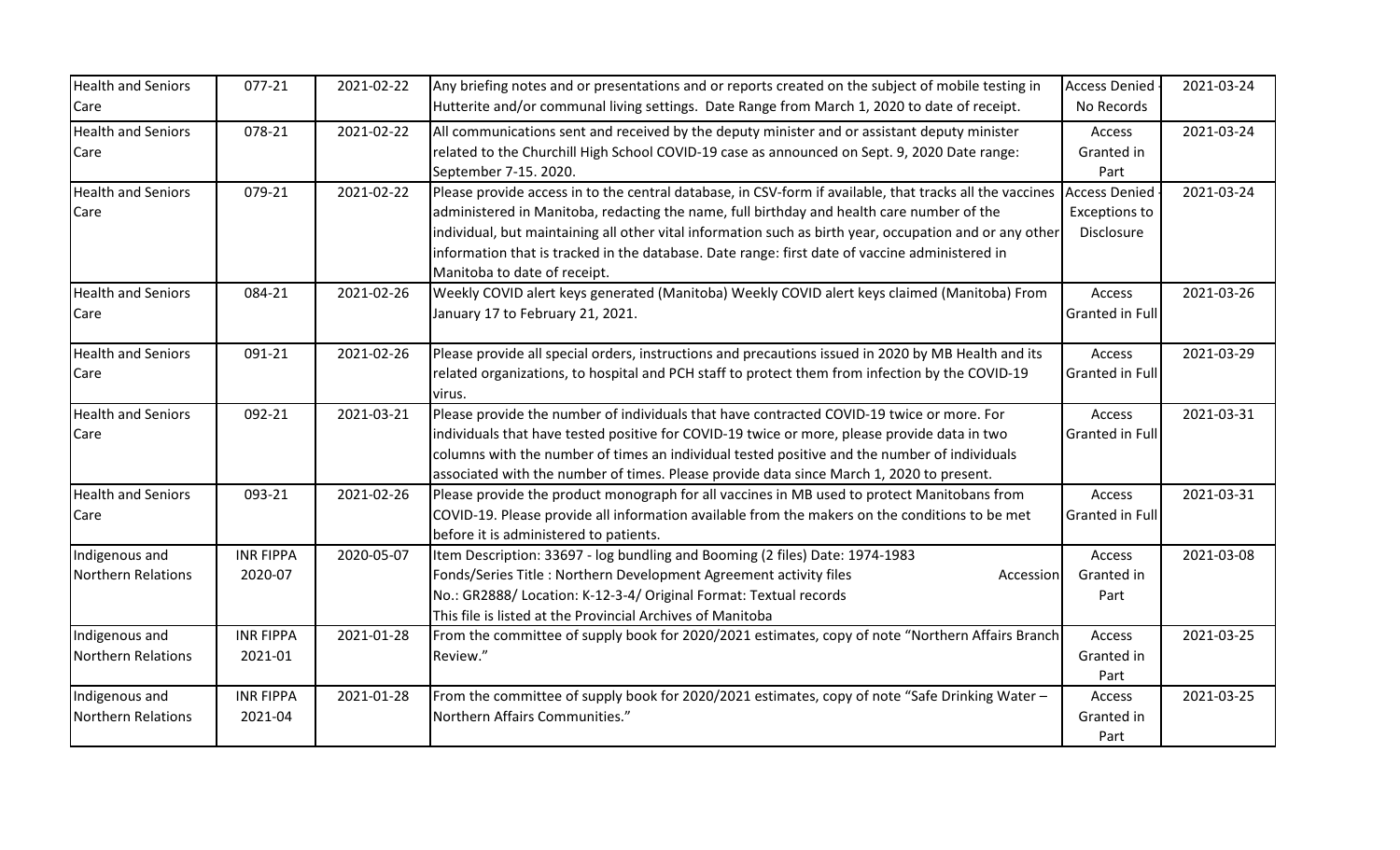| | | | | | |
|---|---|---|---|---|---|
| Health and Seniors Care | 077-21 | 2021-02-22 | Any briefing notes and or presentations and or reports created on the subject of mobile testing in Hutterite and/or communal living settings. Date Range from March 1, 2020 to date of receipt. | Access Denied - No Records | 2021-03-24 |
| Health and Seniors Care | 078-21 | 2021-02-22 | All communications sent and received by the deputy minister and or assistant deputy minister related to the Churchill High School COVID-19 case as announced on Sept. 9, 2020 Date range: September 7-15. 2020. | Access Granted in Part | 2021-03-24 |
| Health and Seniors Care | 079-21 | 2021-02-22 | Please provide access in to the central database, in CSV-form if available, that tracks all the vaccines administered in Manitoba, redacting the name, full birthday and health care number of the individual, but maintaining all other vital information such as birth year, occupation and or any other information that is tracked in the database. Date range: first date of vaccine administered in Manitoba to date of receipt. | Access Denied - Exceptions to Disclosure | 2021-03-24 |
| Health and Seniors Care | 084-21 | 2021-02-26 | Weekly COVID alert keys generated (Manitoba) Weekly COVID alert keys claimed (Manitoba) From January 17 to February 21, 2021. | Access Granted in Full | 2021-03-26 |
| Health and Seniors Care | 091-21 | 2021-02-26 | Please provide all special orders, instructions and precautions issued in 2020 by MB Health and its related organizations, to hospital and PCH staff to protect them from infection by the COVID-19 virus. | Access Granted in Full | 2021-03-29 |
| Health and Seniors Care | 092-21 | 2021-03-21 | Please provide the number of individuals that have contracted COVID-19 twice or more. For individuals that have tested positive for COVID-19 twice or more, please provide data in two columns with the number of times an individual tested positive and the number of individuals associated with the number of times. Please provide data since March 1, 2020 to present. | Access Granted in Full | 2021-03-31 |
| Health and Seniors Care | 093-21 | 2021-02-26 | Please provide the product monograph for all vaccines in MB used to protect Manitobans from COVID-19. Please provide all information available from the makers on the conditions to be met before it is administered to patients. | Access Granted in Full | 2021-03-31 |
| Indigenous and Northern Relations | INR FIPPA 2020-07 | 2020-05-07 | Item Description: 33697 - log bundling and Booming (2 files) Date: 1974-1983 Fonds/Series Title : Northern Development Agreement activity files Accession No.: GR2888/ Location: K-12-3-4/ Original Format: Textual records This file is listed at the Provincial Archives of Manitoba | Access Granted in Part | 2021-03-08 |
| Indigenous and Northern Relations | INR FIPPA 2021-01 | 2021-01-28 | From the committee of supply book for 2020/2021 estimates, copy of note "Northern Affairs Branch Review." | Access Granted in Part | 2021-03-25 |
| Indigenous and Northern Relations | INR FIPPA 2021-04 | 2021-01-28 | From the committee of supply book for 2020/2021 estimates, copy of note "Safe Drinking Water – Northern Affairs Communities." | Access Granted in Part | 2021-03-25 |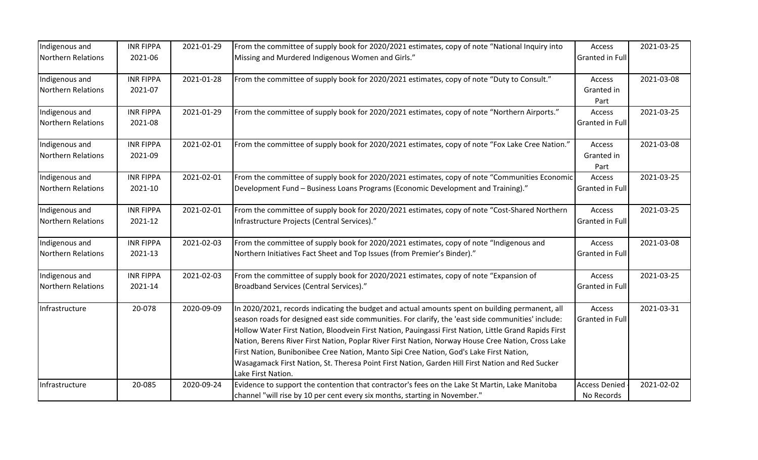| | | | | | |
|---|---|---|---|---|---|
| Indigenous and Northern Relations | INR FIPPA 2021-06 | 2021-01-29 | From the committee of supply book for 2020/2021 estimates, copy of note "National Inquiry into Missing and Murdered Indigenous Women and Girls." | Access Granted in Full | 2021-03-25 |
| Indigenous and Northern Relations | INR FIPPA 2021-07 | 2021-01-28 | From the committee of supply book for 2020/2021 estimates, copy of note "Duty to Consult." | Access Granted in Part | 2021-03-08 |
| Indigenous and Northern Relations | INR FIPPA 2021-08 | 2021-01-29 | From the committee of supply book for 2020/2021 estimates, copy of note "Northern Airports." | Access Granted in Full | 2021-03-25 |
| Indigenous and Northern Relations | INR FIPPA 2021-09 | 2021-02-01 | From the committee of supply book for 2020/2021 estimates, copy of note "Fox Lake Cree Nation." | Access Granted in Part | 2021-03-08 |
| Indigenous and Northern Relations | INR FIPPA 2021-10 | 2021-02-01 | From the committee of supply book for 2020/2021 estimates, copy of note "Communities Economic Development Fund – Business Loans Programs (Economic Development and Training)." | Access Granted in Full | 2021-03-25 |
| Indigenous and Northern Relations | INR FIPPA 2021-12 | 2021-02-01 | From the committee of supply book for 2020/2021 estimates, copy of note "Cost-Shared Northern Infrastructure Projects (Central Services)." | Access Granted in Full | 2021-03-25 |
| Indigenous and Northern Relations | INR FIPPA 2021-13 | 2021-02-03 | From the committee of supply book for 2020/2021 estimates, copy of note "Indigenous and Northern Initiatives Fact Sheet and Top Issues (from Premier's Binder)." | Access Granted in Full | 2021-03-08 |
| Indigenous and Northern Relations | INR FIPPA 2021-14 | 2021-02-03 | From the committee of supply book for 2020/2021 estimates, copy of note "Expansion of Broadband Services (Central Services)." | Access Granted in Full | 2021-03-25 |
| Infrastructure | 20-078 | 2020-09-09 | In 2020/2021, records indicating the budget and actual amounts spent on building permanent, all season roads for designed east side communities. For clarify, the 'east side communities' include: Hollow Water First Nation, Bloodvein First Nation, Pauingassi First Nation, Little Grand Rapids First Nation, Berens River First Nation, Poplar River First Nation, Norway House Cree Nation, Cross Lake First Nation, Bunibonibee Cree Nation, Manto Sipi Cree Nation, God's Lake First Nation, Wasagamack First Nation, St. Theresa Point First Nation, Garden Hill First Nation and Red Sucker Lake First Nation. | Access Granted in Full | 2021-03-31 |
| Infrastructure | 20-085 | 2020-09-24 | Evidence to support the contention that contractor's fees on the Lake St Martin, Lake Manitoba channel "will rise by 10 per cent every six months, starting in November." | Access Denied - No Records | 2021-02-02 |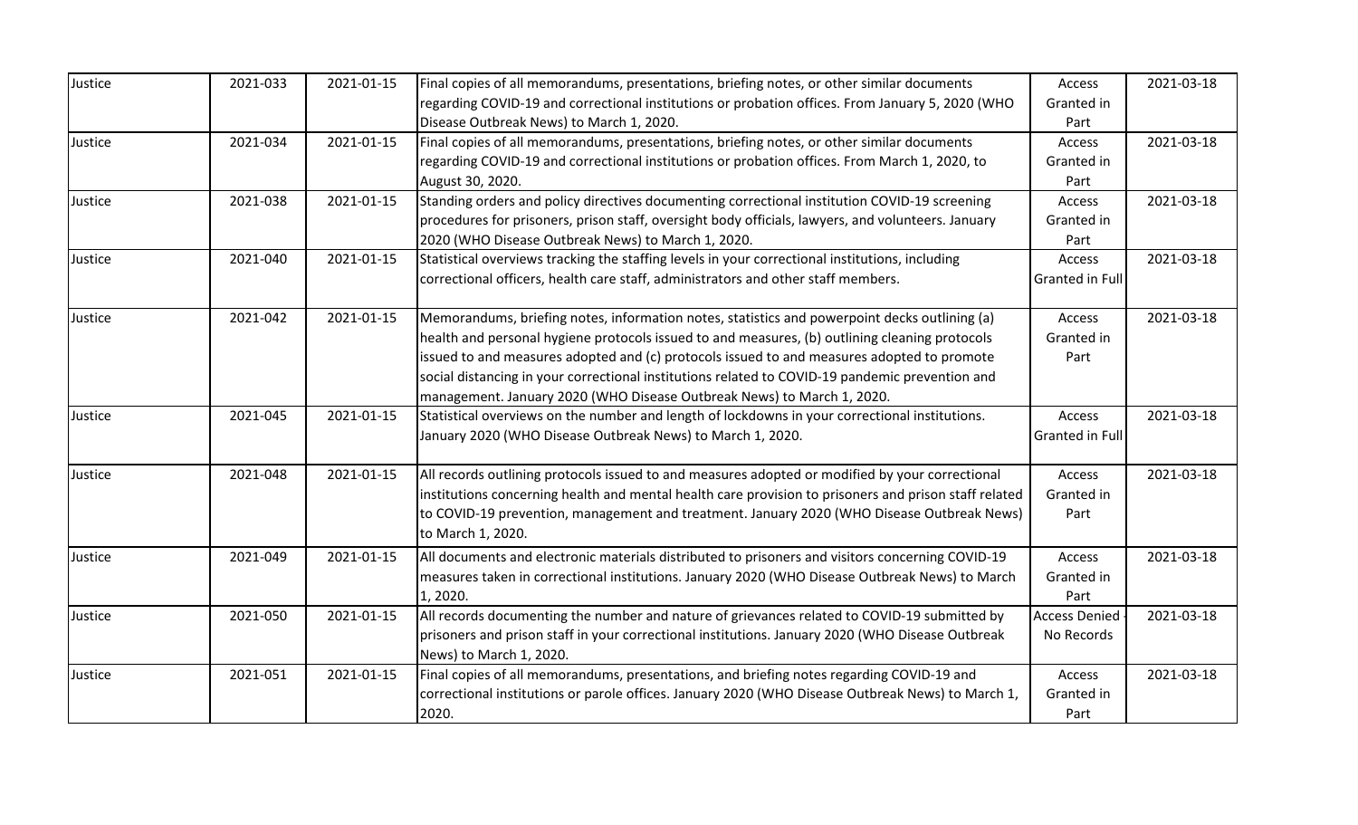| Justice | 2021-033 | 2021-01-15 | Final copies of all memorandums, presentations, briefing notes, or other similar documents regarding COVID-19 and correctional institutions or probation offices. From January 5, 2020 (WHO Disease Outbreak News) to March 1, 2020. | Access Granted in Part | 2021-03-18 |
|---|---|---|---|---|---|
| Justice | 2021-034 | 2021-01-15 | Final copies of all memorandums, presentations, briefing notes, or other similar documents regarding COVID-19 and correctional institutions or probation offices. From March 1, 2020, to August 30, 2020. | Access Granted in Part | 2021-03-18 |
| Justice | 2021-038 | 2021-01-15 | Standing orders and policy directives documenting correctional institution COVID-19 screening procedures for prisoners, prison staff, oversight body officials, lawyers, and volunteers. January 2020 (WHO Disease Outbreak News) to March 1, 2020. | Access Granted in Part | 2021-03-18 |
| Justice | 2021-040 | 2021-01-15 | Statistical overviews tracking the staffing levels in your correctional institutions, including correctional officers, health care staff, administrators and other staff members. | Access Granted in Full | 2021-03-18 |
| Justice | 2021-042 | 2021-01-15 | Memorandums, briefing notes, information notes, statistics and powerpoint decks outlining (a) health and personal hygiene protocols issued to and measures, (b) outlining cleaning protocols issued to and measures adopted and (c) protocols issued to and measures adopted to promote social distancing in your correctional institutions related to COVID-19 pandemic prevention and management. January 2020 (WHO Disease Outbreak News) to March 1, 2020. | Access Granted in Part | 2021-03-18 |
| Justice | 2021-045 | 2021-01-15 | Statistical overviews on the number and length of lockdowns in your correctional institutions. January 2020 (WHO Disease Outbreak News) to March 1, 2020. | Access Granted in Full | 2021-03-18 |
| Justice | 2021-048 | 2021-01-15 | All records outlining protocols issued to and measures adopted or modified by your correctional institutions concerning health and mental health care provision to prisoners and prison staff related to COVID-19 prevention, management and treatment. January 2020 (WHO Disease Outbreak News) to March 1, 2020. | Access Granted in Part | 2021-03-18 |
| Justice | 2021-049 | 2021-01-15 | All documents and electronic materials distributed to prisoners and visitors concerning COVID-19 measures taken in correctional institutions. January 2020 (WHO Disease Outbreak News) to March 1, 2020. | Access Granted in Part | 2021-03-18 |
| Justice | 2021-050 | 2021-01-15 | All records documenting the number and nature of grievances related to COVID-19 submitted by prisoners and prison staff in your correctional institutions. January 2020 (WHO Disease Outbreak News) to March 1, 2020. | Access Denied - No Records | 2021-03-18 |
| Justice | 2021-051 | 2021-01-15 | Final copies of all memorandums, presentations, and briefing notes regarding COVID-19 and correctional institutions or parole offices. January 2020 (WHO Disease Outbreak News) to March 1, 2020. | Access Granted in Part | 2021-03-18 |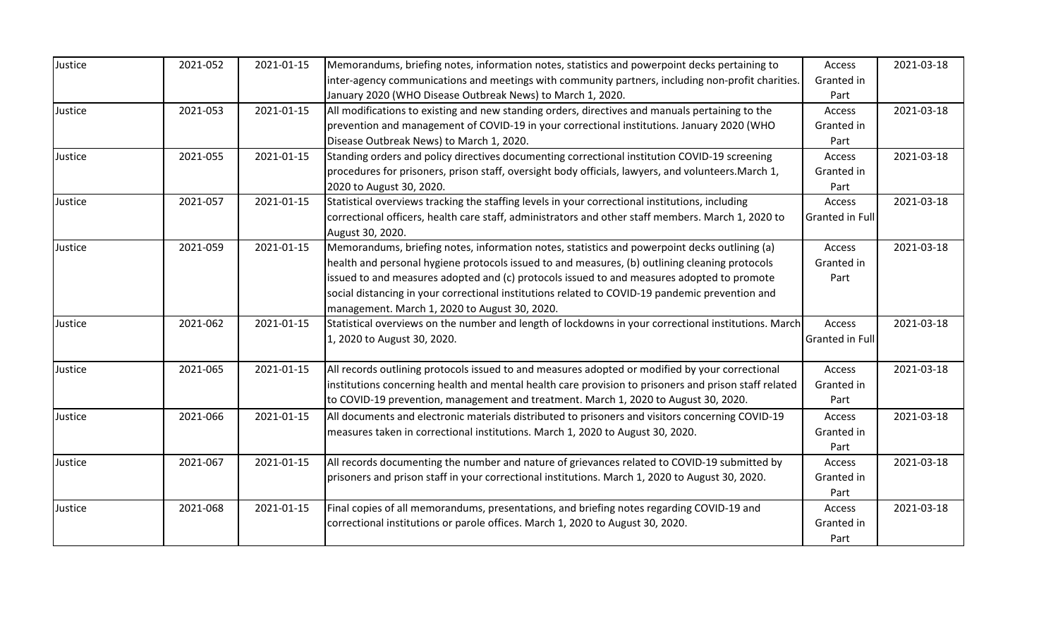| Justice | 2021-052 | 2021-01-15 | Memorandums, briefing notes, information notes, statistics and powerpoint decks pertaining to inter-agency communications and meetings with community partners, including non-profit charities. January 2020 (WHO Disease Outbreak News) to March 1, 2020. | Access Granted in Part | 2021-03-18 |
|---|---|---|---|---|---|
| Justice | 2021-053 | 2021-01-15 | All modifications to existing and new standing orders, directives and manuals pertaining to the prevention and management of COVID-19 in your correctional institutions. January 2020 (WHO Disease Outbreak News) to March 1, 2020. | Access Granted in Part | 2021-03-18 |
| Justice | 2021-055 | 2021-01-15 | Standing orders and policy directives documenting correctional institution COVID-19 screening procedures for prisoners, prison staff, oversight body officials, lawyers, and volunteers.March 1, 2020 to August 30, 2020. | Access Granted in Part | 2021-03-18 |
| Justice | 2021-057 | 2021-01-15 | Statistical overviews tracking the staffing levels in your correctional institutions, including correctional officers, health care staff, administrators and other staff members. March 1, 2020 to August 30, 2020. | Access Granted in Full | 2021-03-18 |
| Justice | 2021-059 | 2021-01-15 | Memorandums, briefing notes, information notes, statistics and powerpoint decks outlining (a) health and personal hygiene protocols issued to and measures, (b) outlining cleaning protocols issued to and measures adopted and (c) protocols issued to and measures adopted to promote social distancing in your correctional institutions related to COVID-19 pandemic prevention and management. March 1, 2020 to August 30, 2020. | Access Granted in Part | 2021-03-18 |
| Justice | 2021-062 | 2021-01-15 | Statistical overviews on the number and length of lockdowns in your correctional institutions. March 1, 2020 to August 30, 2020. | Access Granted in Full | 2021-03-18 |
| Justice | 2021-065 | 2021-01-15 | All records outlining protocols issued to and measures adopted or modified by your correctional institutions concerning health and mental health care provision to prisoners and prison staff related to COVID-19 prevention, management and treatment. March 1, 2020 to August 30, 2020. | Access Granted in Part | 2021-03-18 |
| Justice | 2021-066 | 2021-01-15 | All documents and electronic materials distributed to prisoners and visitors concerning COVID-19 measures taken in correctional institutions. March 1, 2020 to August 30, 2020. | Access Granted in Part | 2021-03-18 |
| Justice | 2021-067 | 2021-01-15 | All records documenting the number and nature of grievances related to COVID-19 submitted by prisoners and prison staff in your correctional institutions. March 1, 2020 to August 30, 2020. | Access Granted in Part | 2021-03-18 |
| Justice | 2021-068 | 2021-01-15 | Final copies of all memorandums, presentations, and briefing notes regarding COVID-19 and correctional institutions or parole offices. March 1, 2020 to August 30, 2020. | Access Granted in Part | 2021-03-18 |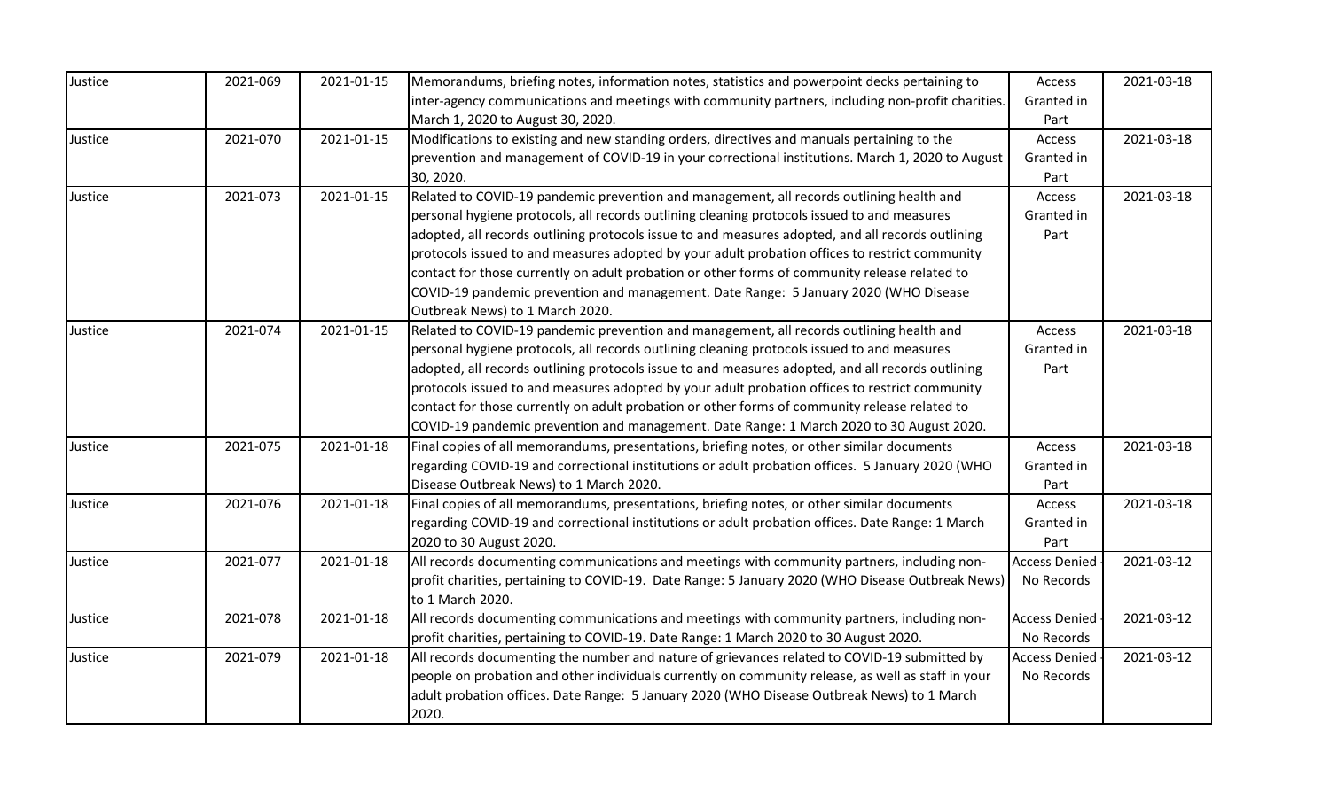| Justice | 2021-069 | 2021-01-15 | Memorandums, briefing notes, information notes, statistics and powerpoint decks pertaining to inter-agency communications and meetings with community partners, including non-profit charities. March 1, 2020 to August 30, 2020. | Access Granted in Part | 2021-03-18 |
|---|---|---|---|---|---|
| Justice | 2021-070 | 2021-01-15 | Modifications to existing and new standing orders, directives and manuals pertaining to the prevention and management of COVID-19 in your correctional institutions. March 1, 2020 to August 30, 2020. | Access Granted in Part | 2021-03-18 |
| Justice | 2021-073 | 2021-01-15 | Related to COVID-19 pandemic prevention and management, all records outlining health and personal hygiene protocols, all records outlining cleaning protocols issued to and measures adopted, all records outlining protocols issue to and measures adopted, and all records outlining protocols issued to and measures adopted by your adult probation offices to restrict community contact for those currently on adult probation or other forms of community release related to COVID-19 pandemic prevention and management. Date Range: 5 January 2020 (WHO Disease Outbreak News) to 1 March 2020. | Access Granted in Part | 2021-03-18 |
| Justice | 2021-074 | 2021-01-15 | Related to COVID-19 pandemic prevention and management, all records outlining health and personal hygiene protocols, all records outlining cleaning protocols issued to and measures adopted, all records outlining protocols issue to and measures adopted, and all records outlining protocols issued to and measures adopted by your adult probation offices to restrict community contact for those currently on adult probation or other forms of community release related to COVID-19 pandemic prevention and management. Date Range: 1 March 2020 to 30 August 2020. | Access Granted in Part | 2021-03-18 |
| Justice | 2021-075 | 2021-01-18 | Final copies of all memorandums, presentations, briefing notes, or other similar documents regarding COVID-19 and correctional institutions or adult probation offices. 5 January 2020 (WHO Disease Outbreak News) to 1 March 2020. | Access Granted in Part | 2021-03-18 |
| Justice | 2021-076 | 2021-01-18 | Final copies of all memorandums, presentations, briefing notes, or other similar documents regarding COVID-19 and correctional institutions or adult probation offices. Date Range: 1 March 2020 to 30 August 2020. | Access Granted in Part | 2021-03-18 |
| Justice | 2021-077 | 2021-01-18 | All records documenting communications and meetings with community partners, including non-profit charities, pertaining to COVID-19. Date Range: 5 January 2020 (WHO Disease Outbreak News) to 1 March 2020. | Access Denied - No Records | 2021-03-12 |
| Justice | 2021-078 | 2021-01-18 | All records documenting communications and meetings with community partners, including non-profit charities, pertaining to COVID-19. Date Range: 1 March 2020 to 30 August 2020. | Access Denied - No Records | 2021-03-12 |
| Justice | 2021-079 | 2021-01-18 | All records documenting the number and nature of grievances related to COVID-19 submitted by people on probation and other individuals currently on community release, as well as staff in your adult probation offices. Date Range: 5 January 2020 (WHO Disease Outbreak News) to 1 March 2020. | Access Denied - No Records | 2021-03-12 |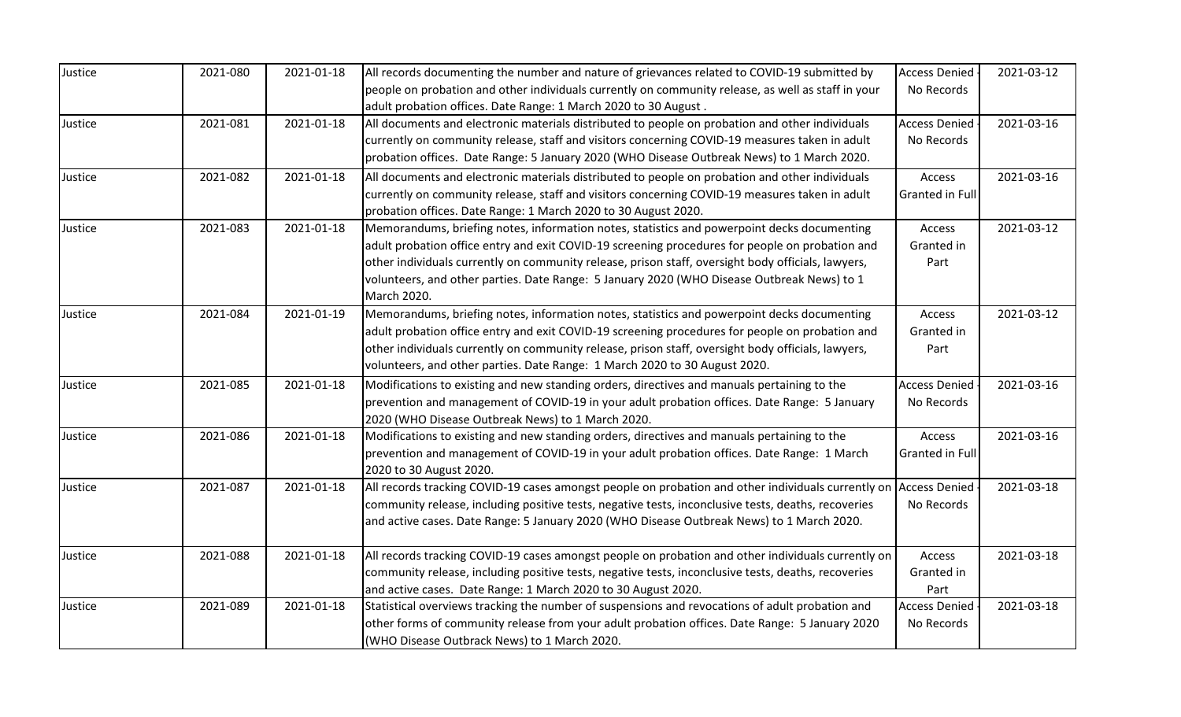| Justice | 2021-080 | 2021-01-18 | All records documenting the number and nature of grievances related to COVID-19 submitted by people on probation and other individuals currently on community release, as well as staff in your adult probation offices. Date Range: 1 March 2020 to 30 August . | Access Denied - No Records | 2021-03-12 |
|---|---|---|---|---|---|
| Justice | 2021-081 | 2021-01-18 | All documents and electronic materials distributed to people on probation and other individuals currently on community release, staff and visitors concerning COVID-19 measures taken in adult probation offices. Date Range: 5 January 2020 (WHO Disease Outbreak News) to 1 March 2020. | Access Denied - No Records | 2021-03-16 |
| Justice | 2021-082 | 2021-01-18 | All documents and electronic materials distributed to people on probation and other individuals currently on community release, staff and visitors concerning COVID-19 measures taken in adult probation offices. Date Range: 1 March 2020 to 30 August 2020. | Access Granted in Full | 2021-03-16 |
| Justice | 2021-083 | 2021-01-18 | Memorandums, briefing notes, information notes, statistics and powerpoint decks documenting adult probation office entry and exit COVID-19 screening procedures for people on probation and other individuals currently on community release, prison staff, oversight body officials, lawyers, volunteers, and other parties. Date Range: 5 January 2020 (WHO Disease Outbreak News) to 1 March 2020. | Access Granted in Part | 2021-03-12 |
| Justice | 2021-084 | 2021-01-19 | Memorandums, briefing notes, information notes, statistics and powerpoint decks documenting adult probation office entry and exit COVID-19 screening procedures for people on probation and other individuals currently on community release, prison staff, oversight body officials, lawyers, volunteers, and other parties. Date Range: 1 March 2020 to 30 August 2020. | Access Granted in Part | 2021-03-12 |
| Justice | 2021-085 | 2021-01-18 | Modifications to existing and new standing orders, directives and manuals pertaining to the prevention and management of COVID-19 in your adult probation offices. Date Range: 5 January 2020 (WHO Disease Outbreak News) to 1 March 2020. | Access Denied - No Records | 2021-03-16 |
| Justice | 2021-086 | 2021-01-18 | Modifications to existing and new standing orders, directives and manuals pertaining to the prevention and management of COVID-19 in your adult probation offices. Date Range: 1 March 2020 to 30 August 2020. | Access Granted in Full | 2021-03-16 |
| Justice | 2021-087 | 2021-01-18 | All records tracking COVID-19 cases amongst people on probation and other individuals currently on community release, including positive tests, negative tests, inconclusive tests, deaths, recoveries and active cases. Date Range: 5 January 2020 (WHO Disease Outbreak News) to 1 March 2020. | Access Denied - No Records | 2021-03-18 |
| Justice | 2021-088 | 2021-01-18 | All records tracking COVID-19 cases amongst people on probation and other individuals currently on community release, including positive tests, negative tests, inconclusive tests, deaths, recoveries and active cases. Date Range: 1 March 2020 to 30 August 2020. | Access Granted in Part | 2021-03-18 |
| Justice | 2021-089 | 2021-01-18 | Statistical overviews tracking the number of suspensions and revocations of adult probation and other forms of community release from your adult probation offices. Date Range: 5 January 2020 (WHO Disease Outbrack News) to 1 March 2020. | Access Denied - No Records | 2021-03-18 |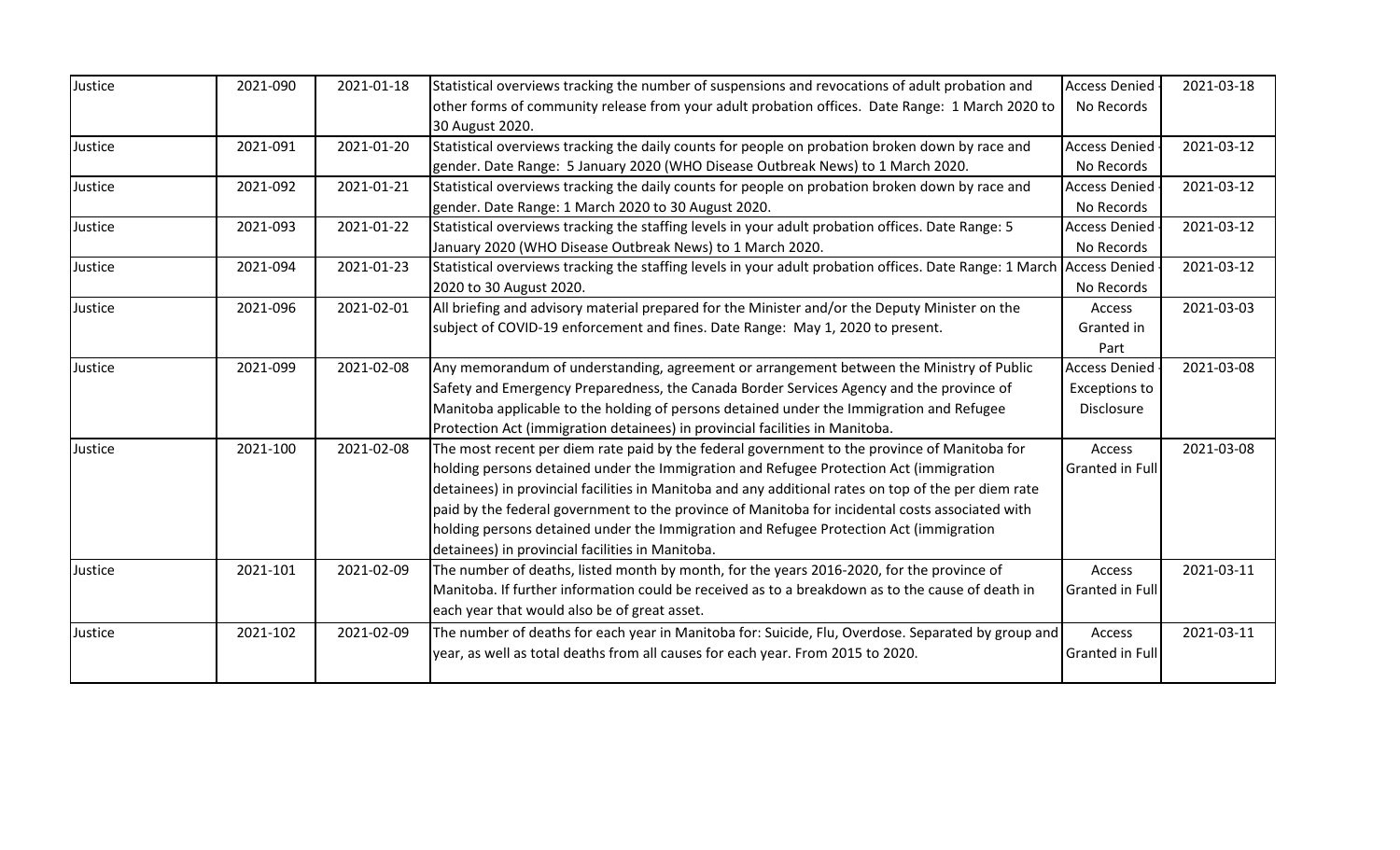| Justice | 2021-090 | 2021-01-18 | Statistical overviews tracking the number of suspensions and revocations of adult probation and other forms of community release from your adult probation offices. Date Range: 1 March 2020 to 30 August 2020. | Access Denied - No Records | 2021-03-18 |
|---|---|---|---|---|---|
| Justice | 2021-091 | 2021-01-20 | Statistical overviews tracking the daily counts for people on probation broken down by race and gender. Date Range: 5 January 2020 (WHO Disease Outbreak News) to 1 March 2020. | Access Denied - No Records | 2021-03-12 |
| Justice | 2021-092 | 2021-01-21 | Statistical overviews tracking the daily counts for people on probation broken down by race and gender. Date Range: 1 March 2020 to 30 August 2020. | Access Denied - No Records | 2021-03-12 |
| Justice | 2021-093 | 2021-01-22 | Statistical overviews tracking the staffing levels in your adult probation offices. Date Range: 5 January 2020 (WHO Disease Outbreak News) to 1 March 2020. | Access Denied - No Records | 2021-03-12 |
| Justice | 2021-094 | 2021-01-23 | Statistical overviews tracking the staffing levels in your adult probation offices. Date Range: 1 March 2020 to 30 August 2020. | Access Denied - No Records | 2021-03-12 |
| Justice | 2021-096 | 2021-02-01 | All briefing and advisory material prepared for the Minister and/or the Deputy Minister on the subject of COVID-19 enforcement and fines. Date Range: May 1, 2020 to present. | Access Granted in Part | 2021-03-03 |
| Justice | 2021-099 | 2021-02-08 | Any memorandum of understanding, agreement or arrangement between the Ministry of Public Safety and Emergency Preparedness, the Canada Border Services Agency and the province of Manitoba applicable to the holding of persons detained under the Immigration and Refugee Protection Act (immigration detainees) in provincial facilities in Manitoba. | Access Denied - Exceptions to Disclosure | 2021-03-08 |
| Justice | 2021-100 | 2021-02-08 | The most recent per diem rate paid by the federal government to the province of Manitoba for holding persons detained under the Immigration and Refugee Protection Act (immigration detainees) in provincial facilities in Manitoba and any additional rates on top of the per diem rate paid by the federal government to the province of Manitoba for incidental costs associated with holding persons detained under the Immigration and Refugee Protection Act (immigration detainees) in provincial facilities in Manitoba. | Access Granted in Full | 2021-03-08 |
| Justice | 2021-101 | 2021-02-09 | The number of deaths, listed month by month, for the years 2016-2020, for the province of Manitoba. If further information could be received as to a breakdown as to the cause of death in each year that would also be of great asset. | Access Granted in Full | 2021-03-11 |
| Justice | 2021-102 | 2021-02-09 | The number of deaths for each year in Manitoba for: Suicide, Flu, Overdose. Separated by group and year, as well as total deaths from all causes for each year. From 2015 to 2020. | Access Granted in Full | 2021-03-11 |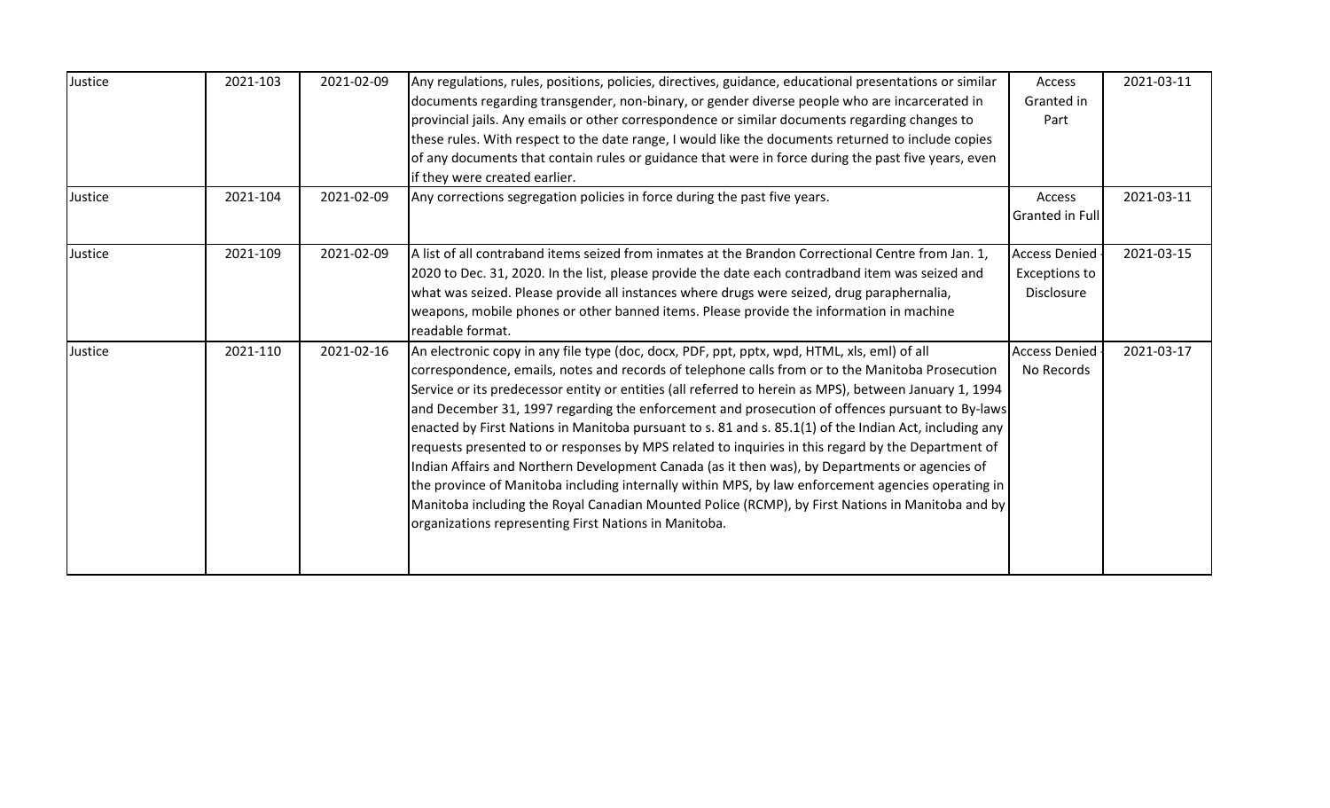| Justice | 2021-103 | 2021-02-09 | Any regulations, rules, positions, policies, directives, guidance, educational presentations or similar documents regarding transgender, non-binary, or gender diverse people who are incarcerated in provincial jails. Any emails or other correspondence or similar documents regarding changes to these rules. With respect to the date range, I would like the documents returned to include copies of any documents that contain rules or guidance that were in force during the past five years, even if they were created earlier. | Access Granted in Part | 2021-03-11 |
|---|---|---|---|---|---|
| Justice | 2021-104 | 2021-02-09 | Any corrections segregation policies in force during the past five years. | Access Granted in Full | 2021-03-11 |
| Justice | 2021-109 | 2021-02-09 | A list of all contraband items seized from inmates at the Brandon Correctional Centre from Jan. 1, 2020 to Dec. 31, 2020. In the list, please provide the date each contradband item was seized and what was seized. Please provide all instances where drugs were seized, drug paraphernalia, weapons, mobile phones or other banned items. Please provide the information in machine readable format. | Access Denied - Exceptions to Disclosure | 2021-03-15 |
| Justice | 2021-110 | 2021-02-16 | An electronic copy in any file type (doc, docx, PDF, ppt, pptx, wpd, HTML, xls, eml) of all correspondence, emails, notes and records of telephone calls from or to the Manitoba Prosecution Service or its predecessor entity or entities (all referred to herein as MPS), between January 1, 1994 and December 31, 1997 regarding the enforcement and prosecution of offences pursuant to By-laws enacted by First Nations in Manitoba pursuant to s. 81 and s. 85.1(1) of the Indian Act, including any requests presented to or responses by MPS related to inquiries in this regard by the Department of Indian Affairs and Northern Development Canada (as it then was), by Departments or agencies of the province of Manitoba including internally within MPS, by law enforcement agencies operating in Manitoba including the Royal Canadian Mounted Police (RCMP), by First Nations in Manitoba and by organizations representing First Nations in Manitoba. | Access Denied - No Records | 2021-03-17 |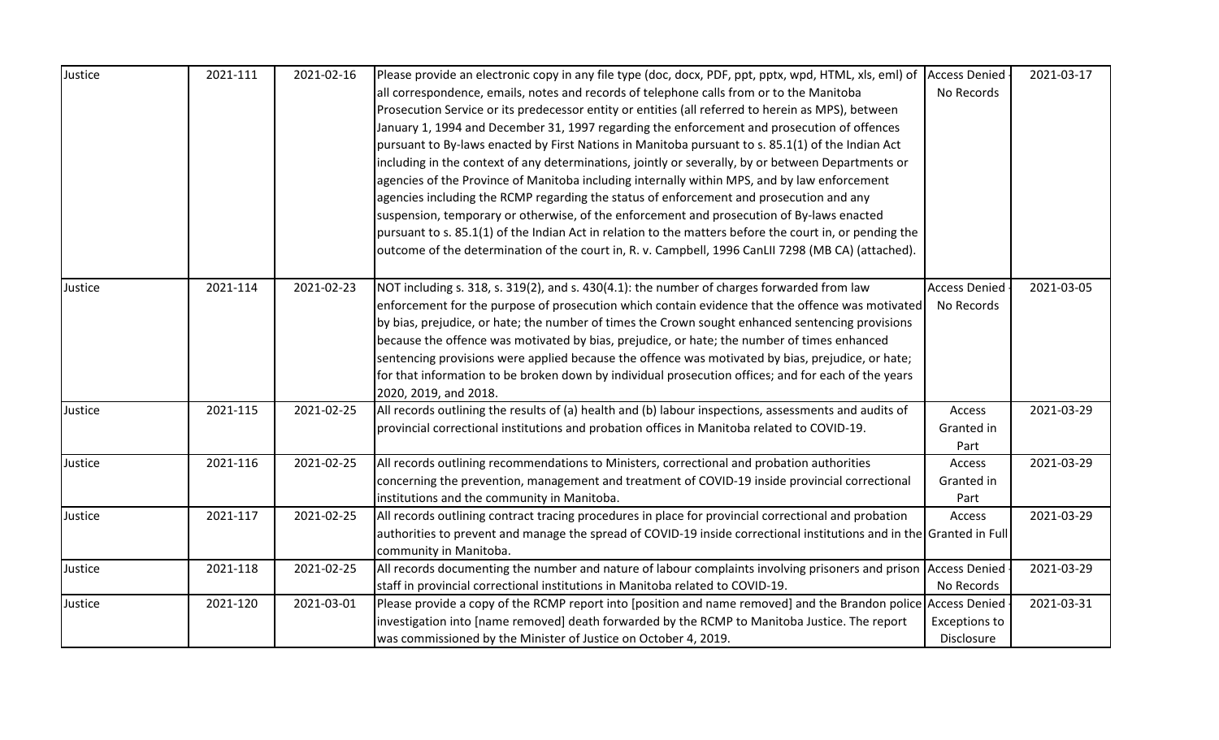| Justice | 2021-111 | 2021-02-16 | Please provide an electronic copy in any file type (doc, docx, PDF, ppt, pptx, wpd, HTML, xls, eml) of all correspondence, emails, notes and records of telephone calls from or to the Manitoba Prosecution Service or its predecessor entity or entities (all referred to herein as MPS), between January 1, 1994 and December 31, 1997 regarding the enforcement and prosecution of offences pursuant to By-laws enacted by First Nations in Manitoba pursuant to s. 85.1(1) of the Indian Act including in the context of any determinations, jointly or severally, by or between Departments or agencies of the Province of Manitoba including internally within MPS, and by law enforcement agencies including the RCMP regarding the status of enforcement and prosecution and any suspension, temporary or otherwise, of the enforcement and prosecution of By-laws enacted pursuant to s. 85.1(1) of the Indian Act in relation to the matters before the court in, or pending the outcome of the determination of the court in, R. v. Campbell, 1996 CanLII 7298 (MB CA) (attached). | Access Denied - No Records | 2021-03-17 |
|---|---|---|---|---|---|
| Justice | 2021-114 | 2021-02-23 | NOT including s. 318, s. 319(2), and s. 430(4.1): the number of charges forwarded from law enforcement for the purpose of prosecution which contain evidence that the offence was motivated by bias, prejudice, or hate; the number of times the Crown sought enhanced sentencing provisions because the offence was motivated by bias, prejudice, or hate; the number of times enhanced sentencing provisions were applied because the offence was motivated by bias, prejudice, or hate; for that information to be broken down by individual prosecution offices; and for each of the years 2020, 2019, and 2018. | Access Denied - No Records | 2021-03-05 |
| Justice | 2021-115 | 2021-02-25 | All records outlining the results of (a) health and (b) labour inspections, assessments and audits of provincial correctional institutions and probation offices in Manitoba related to COVID-19. | Access Granted in Part | 2021-03-29 |
| Justice | 2021-116 | 2021-02-25 | All records outlining recommendations to Ministers, correctional and probation authorities concerning the prevention, management and treatment of COVID-19 inside provincial correctional institutions and the community in Manitoba. | Access Granted in Part | 2021-03-29 |
| Justice | 2021-117 | 2021-02-25 | All records outlining contract tracing procedures in place for provincial correctional and probation authorities to prevent and manage the spread of COVID-19 inside correctional institutions and in the community in Manitoba. | Access Granted in Full | 2021-03-29 |
| Justice | 2021-118 | 2021-02-25 | All records documenting the number and nature of labour complaints involving prisoners and prison staff in provincial correctional institutions in Manitoba related to COVID-19. | Access Denied - No Records | 2021-03-29 |
| Justice | 2021-120 | 2021-03-01 | Please provide a copy of the RCMP report into [position and name removed] and the Brandon police investigation into [name removed] death forwarded by the RCMP to Manitoba Justice. The report was commissioned by the Minister of Justice on October 4, 2019. | Access Denied - Exceptions to Disclosure | 2021-03-31 |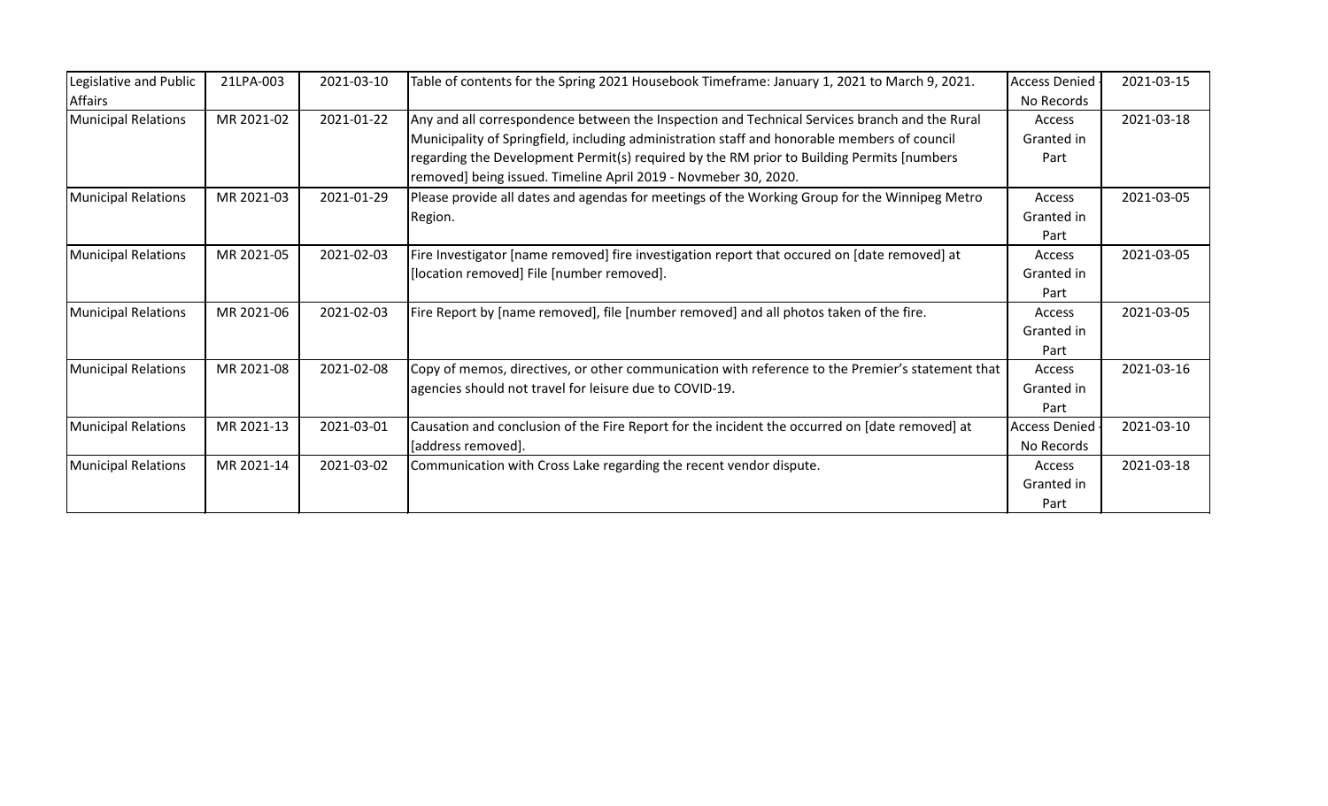| | | | | | |
|---|---|---|---|---|---|
| Legislative and Public Affairs | 21LPA-003 | 2021-03-10 | Table of contents for the Spring 2021 Housebook Timeframe: January 1, 2021 to March 9, 2021. | Access Denied - No Records | 2021-03-15 |
| Municipal Relations | MR 2021-02 | 2021-01-22 | Any and all correspondence between the Inspection and Technical Services branch and the Rural Municipality of Springfield, including administration staff and honorable members of council regarding the Development Permit(s) required by the RM prior to Building Permits [numbers removed] being issued. Timeline April 2019 - Novmeber 30, 2020. | Access Granted in Part | 2021-03-18 |
| Municipal Relations | MR 2021-03 | 2021-01-29 | Please provide all dates and agendas for meetings of the Working Group for the Winnipeg Metro Region. | Access Granted in Part | 2021-03-05 |
| Municipal Relations | MR 2021-05 | 2021-02-03 | Fire Investigator [name removed] fire investigation report that occured on [date removed] at [location removed] File [number removed]. | Access Granted in Part | 2021-03-05 |
| Municipal Relations | MR 2021-06 | 2021-02-03 | Fire Report by [name removed], file [number removed] and all photos taken of the fire. | Access Granted in Part | 2021-03-05 |
| Municipal Relations | MR 2021-08 | 2021-02-08 | Copy of memos, directives, or other communication with reference to the Premier's statement that agencies should not travel for leisure due to COVID-19. | Access Granted in Part | 2021-03-16 |
| Municipal Relations | MR 2021-13 | 2021-03-01 | Causation and conclusion of the Fire Report for the incident the occurred on [date removed] at [address removed]. | Access Denied - No Records | 2021-03-10 |
| Municipal Relations | MR 2021-14 | 2021-03-02 | Communication with Cross Lake regarding the recent vendor dispute. | Access Granted in Part | 2021-03-18 |